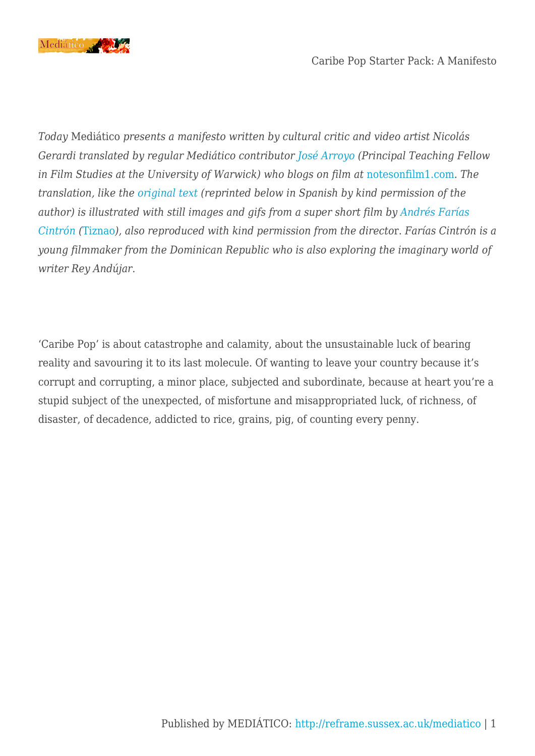*Today* Mediático *presents a manifesto written by cultural critic and video artist Nicolás Gerardi translated by regular Mediático contributor José Arroyo (Principal Teaching Fellow in Film Studies at the University of Warwick) who blogs on film at* notesonfilm1.com*. The translation, like the original text (reprinted below in Spanish by kind permission of the author) is illustrated with still images and gifs from a super short film by Andrés Farías Cintrón (*Tiznao*), also reproduced with kind permission from the director. Farías Cintrón is a young filmmaker from the Dominican Republic who is also exploring the imaginary world of writer Rey Andújar.*

'Caribe Pop' is about catastrophe and calamity, about the unsustainable luck of bearing reality and savouring it to its last molecule. Of wanting to leave your country because it's corrupt and corrupting, a minor place, subjected and subordinate, because at heart you're a stupid subject of the unexpected, of misfortune and misappropriated luck, of richness, of disaster, of decadence, addicted to rice, grains, pig, of counting every penny.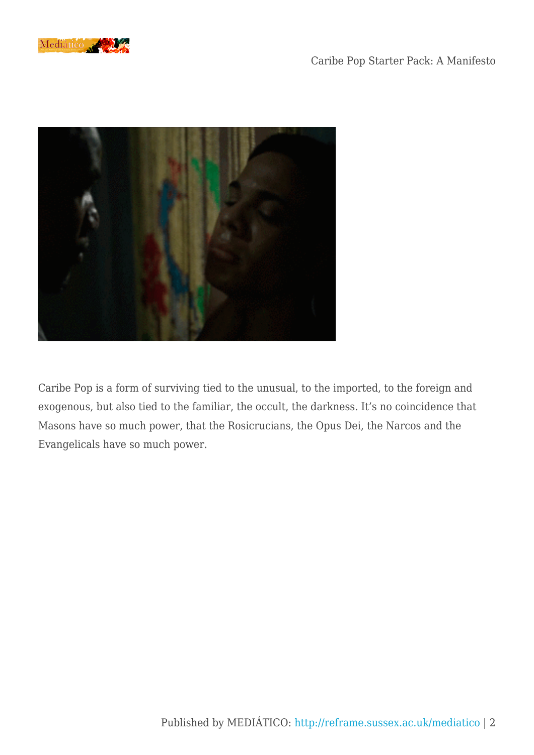Caribe Pop is a form of surviving tied to the unusual, to the imported, to the foreign and exogenous, but also tied to the familiar, the occult, the darkness. It's no coincidence that Masons have so much power, that the Rosicrucians, the Opus Dei, the Narcos and the Evangelicals have so much power.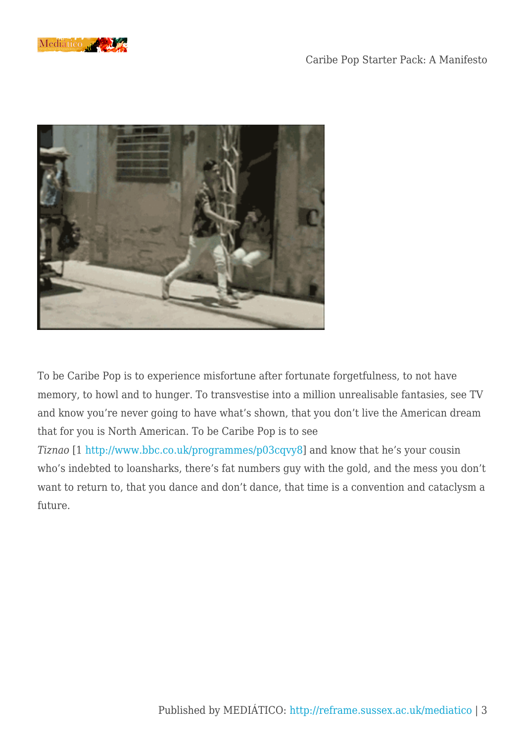To be Caribe Pop is to experience misfortune after fortunate forgetfulness, to not have memory, to howl and to hunger. To transvestise into a million unrealisable fantasies, see TV and know you're never going to have what's shown, that you don't live the American dream that for you is North American. To be Caribe Pop is to see *Tiznao* [1 http://www.bbc.co.uk/programmes/p03cqvy8] and know that he's your cousin who's indebted to loansharks, there's fat numbers guy with the gold, and the mess you don't want to return to, that you dance and don't dance, that time is a convention and cataclysm a future.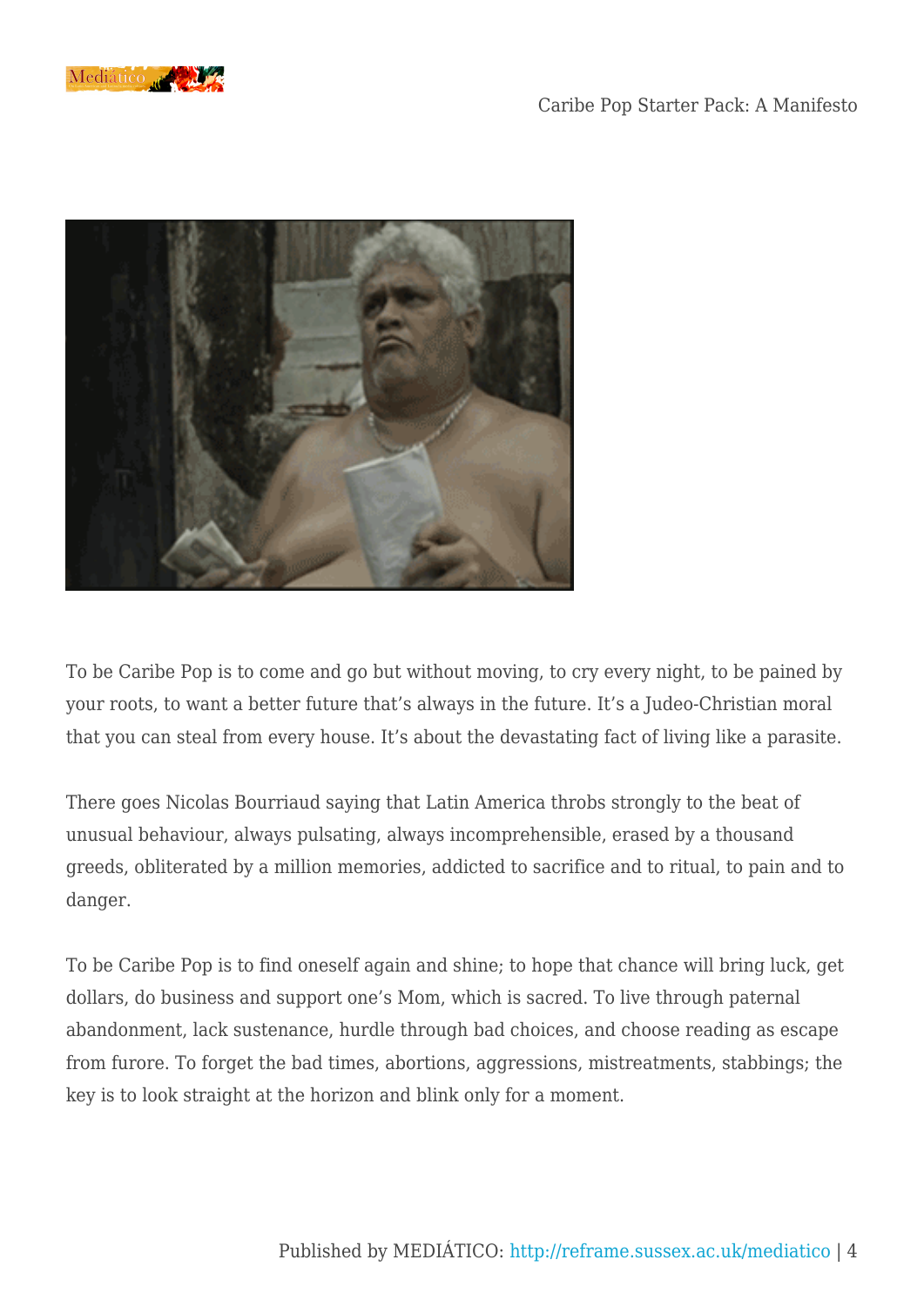To be Caribe Pop is to come and go but without moving, to cry every night, to be pained by your roots, to want a better future that's always in the future. It's a Judeo-Christian moral that you can steal from every house. It's about the devastating fact of living like a parasite.

There goes Nicolas Bourriaud saying that Latin America throbs strongly to the beat of unusual behaviour, always pulsating, always incomprehensible, erased by a thousand greeds, obliterated by a million memories, addicted to sacrifice and to ritual, to pain and to danger.

To be Caribe Pop is to find oneself again and shine; to hope that chance will bring luck, get dollars, do business and support one's Mom, which is sacred. To live through paternal abandonment, lack sustenance, hurdle through bad choices, and choose reading as escape from furore. To forget the bad times, abortions, aggressions, mistreatments, stabbings; the key is to look straight at the horizon and blink only for a moment.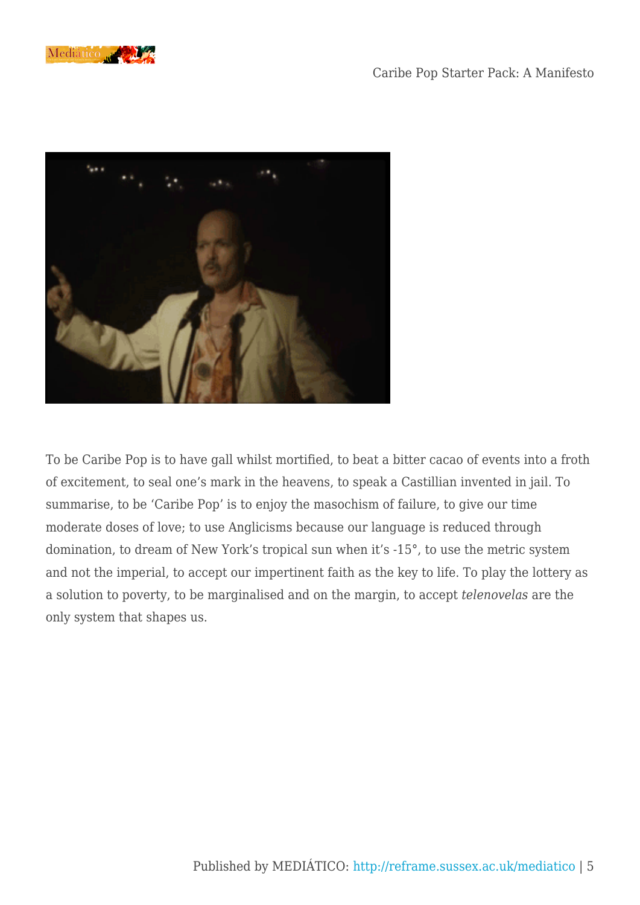To be Caribe Pop is to have gall whilst mortified, to beat a bitter cacao of events into a froth of excitement, to seal one's mark in the heavens, to speak a Castillian invented in jail. To summarise, to be 'Caribe Pop' is to enjoy the masochism of failure, to give our time moderate doses of love; to use Anglicisms because our language is reduced through domination, to dream of New York's tropical sun when it's -15°, to use the metric system and not the imperial, to accept our impertinent faith as the key to life. To play the lottery as a solution to poverty, to be marginalised and on the margin, to accept *telenovelas* are the only system that shapes us.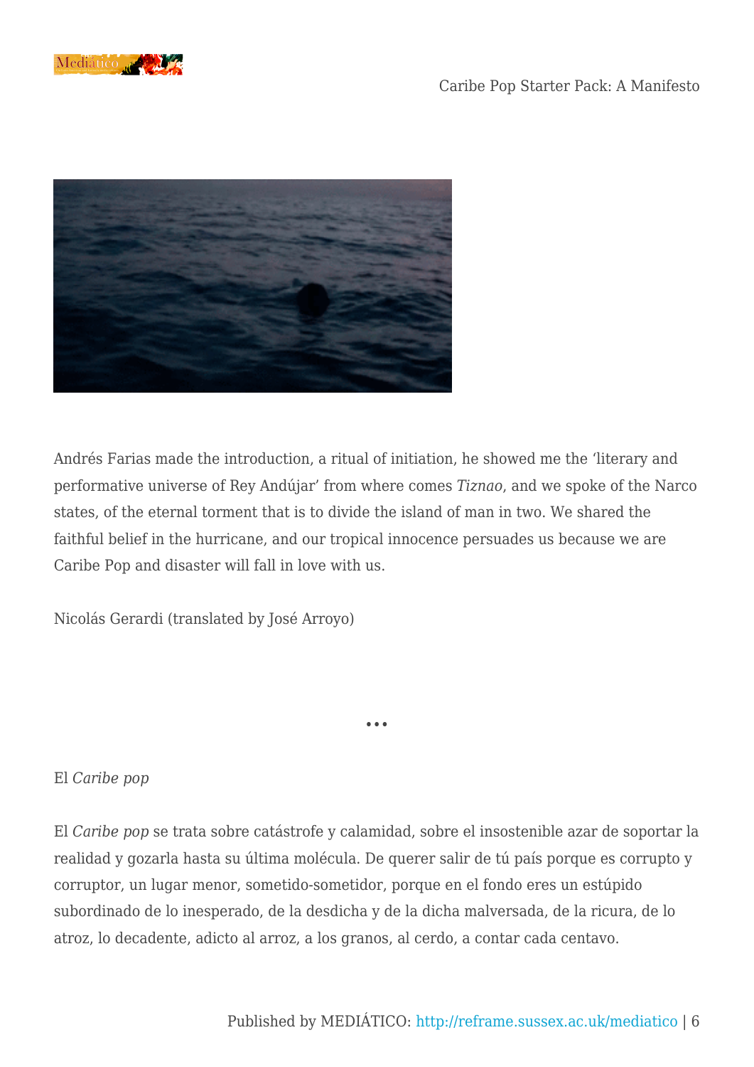Andrés Farias made the introduction, a ritual of initiation, he showed me the 'literary and performative universe of Rey Andújar' from where comes *Tiznao*, and we spoke of the Narco states, of the eternal torment that is to divide the island of man in two. We shared the faithful belief in the hurricane, and our tropical innocence persuades us because we are Caribe Pop and disaster will fall in love with us.

Nicolás Gerardi (translated by José Arroyo)

•••

El *Caribe pop*

El *Caribe pop* se trata sobre catástrofe y calamidad, sobre el insostenible azar de soportar la realidad y gozarla hasta su última molécula. De querer salir de tú país porque es corrupto y corruptor, un lugar menor, sometido-sometidor, porque en el fondo eres un estúpido subordinado de lo inesperado, de la desdicha y de la dicha malversada, de la ricura, de lo atroz, lo decadente, adicto al arroz, a los granos, al cerdo, a contar cada centavo.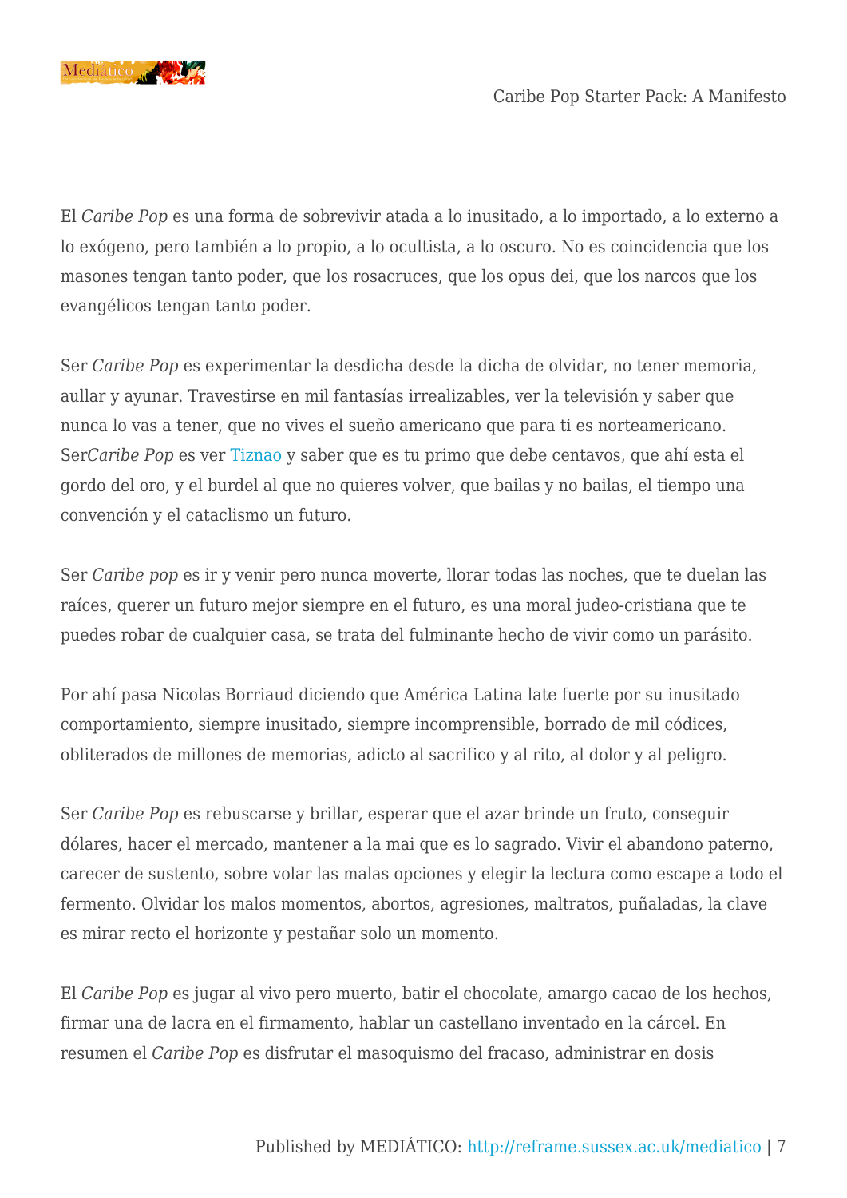El *Caribe Pop* es una forma de sobrevivir atada a lo inusitado, a lo importado, a lo externo a lo exógeno, pero también a lo propio, a lo ocultista, a lo oscuro. No es coincidencia que los masones tengan tanto poder, que los rosacruces, que los opus dei, que los narcos que los evangélicos tengan tanto poder.

Ser *Caribe Pop* es experimentar la desdicha desde la dicha de olvidar, no tener memoria, aullar y ayunar. Travestirse en mil fantasías irrealizables, ver la televisión y saber que nunca lo vas a tener, que no vives el sueño americano que para ti es norteamericano. Ser*Caribe Pop* es ver Tiznao y saber que es tu primo que debe centavos, que ahí esta el gordo del oro, y el burdel al que no quieres volver, que bailas y no bailas, el tiempo una convención y el cataclismo un futuro.

Ser *Caribe pop* es ir y venir pero nunca moverte, llorar todas las noches, que te duelan las raíces, querer un futuro mejor siempre en el futuro, es una moral judeo-cristiana que te puedes robar de cualquier casa, se trata del fulminante hecho de vivir como un parásito.

Por ahí pasa Nicolas Borriaud diciendo que América Latina late fuerte por su inusitado comportamiento, siempre inusitado, siempre incomprensible, borrado de mil códices, obliterados de millones de memorias, adicto al sacrifico y al rito, al dolor y al peligro.

Ser *Caribe Pop* es rebuscarse y brillar, esperar que el azar brinde un fruto, conseguir dólares, hacer el mercado, mantener a la mai que es lo sagrado. Vivir el abandono paterno, carecer de sustento, sobre volar las malas opciones y elegir la lectura como escape a todo el fermento. Olvidar los malos momentos, abortos, agresiones, maltratos, puñaladas, la clave es mirar recto el horizonte y pestañar solo un momento.

El *Caribe Pop* es jugar al vivo pero muerto, batir el chocolate, amargo cacao de los hechos, firmar una de lacra en el firmamento, hablar un castellano inventado en la cárcel. En resumen el *Caribe Pop* es disfrutar el masoquismo del fracaso, administrar en dosis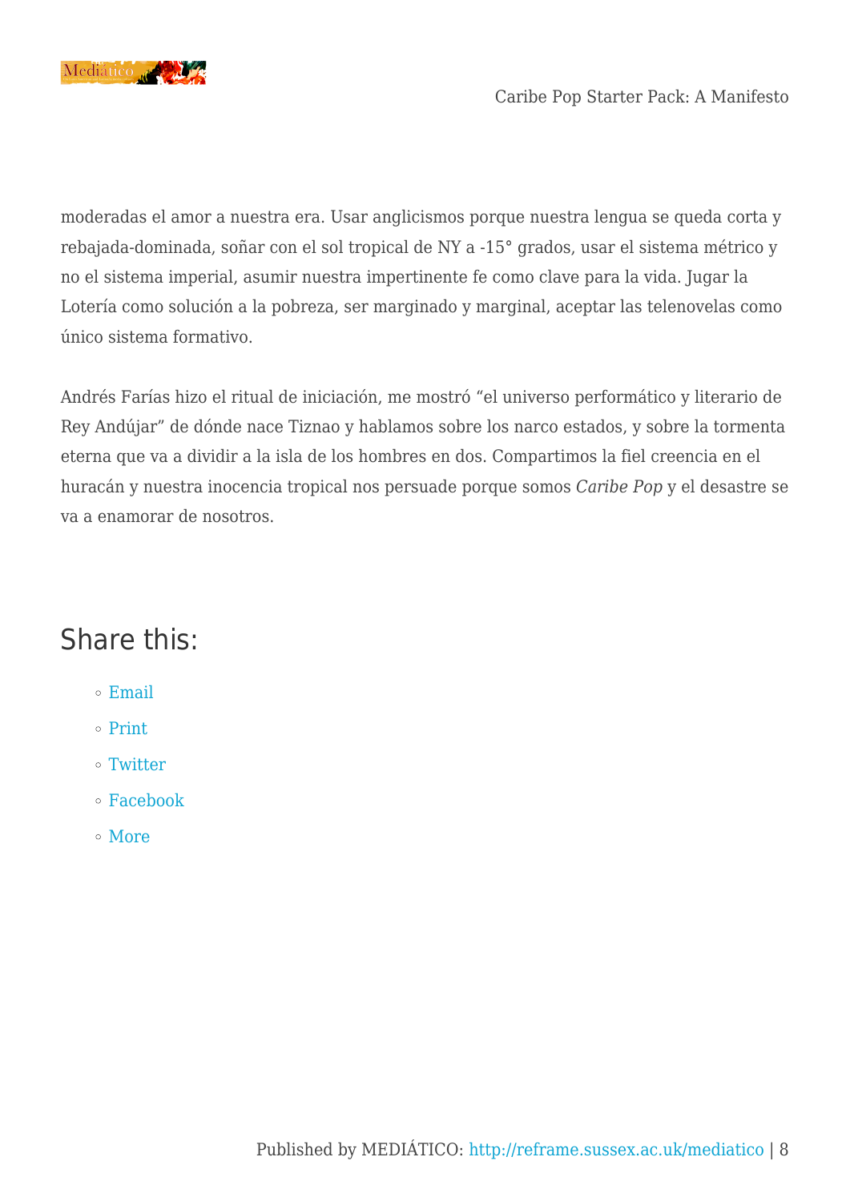moderadas el amor a nuestra era. Usar anglicismos porque nuestra lengua se queda corta y rebajada-dominada, soñar con el sol tropical de NY a -15° grados, usar el sistema métrico y no el sistema imperial, asumir nuestra impertinente fe como clave para la vida. Jugar la Lotería como solución a la pobreza, ser marginado y marginal, aceptar las telenovelas como único sistema formativo.

Andrés Farías hizo el ritual de iniciación, me mostró "el universo performático y literario de Rey Andújar" de dónde nace Tiznao y hablamos sobre los narco estados, y sobre la tormenta eterna que va a dividir a la isla de los hombres en dos. Compartimos la fiel creencia en el huracán y nuestra inocencia tropical nos persuade porque somos *Caribe Pop* y el desastre se va a enamorar de nosotros.

## Share this:

- Email
- Print
- Twitter
- Facebook
- More